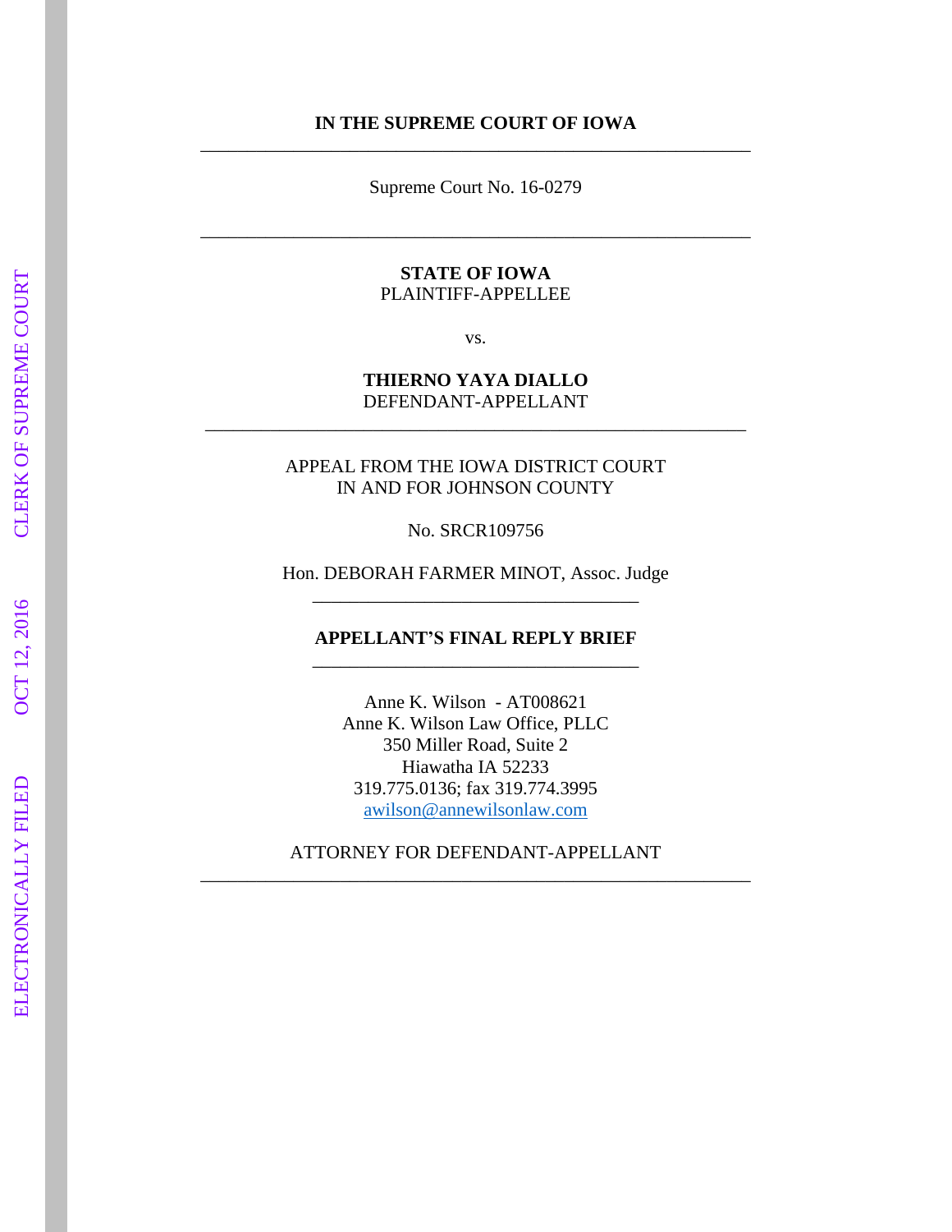**IN THE SUPREME COURT OF IOWA**

---

Supreme Court No. 16-0279

---

**STATE OF IOWA**
PLAINTIFF-APPELLEE

vs.

**THIERNO YAYA DIALLO**
DEFENDANT-APPELLANT

---

APPEAL FROM THE IOWA DISTRICT COURT
IN AND FOR JOHNSON COUNTY

No. SRCR109756

Hon. DEBORAH FARMER MINOT, Assoc. Judge

---

**APPELLANT'S FINAL REPLY BRIEF**

---

Anne K. Wilson - AT008621
Anne K. Wilson Law Office, PLLC
350 Miller Road, Suite 2
Hiawatha IA 52233
319.775.0136; fax 319.774.3995
awilson@annewilsonlaw.com

ATTORNEY FOR DEFENDANT-APPELLANT

---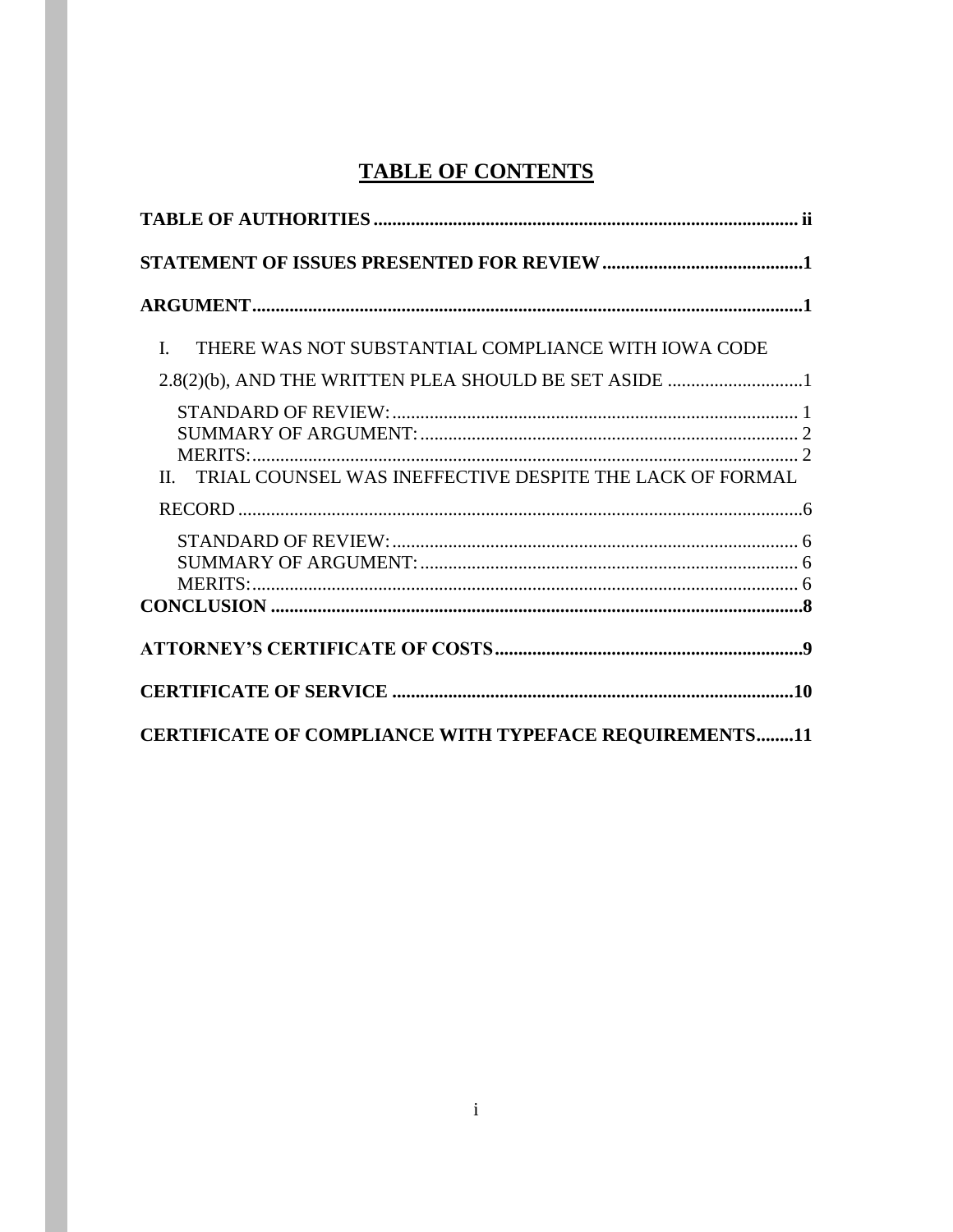# TABLE OF CONTENTS

**TABLE OF AUTHORITIES** ........................................................................................ **ii**

**STATEMENT OF ISSUES PRESENTED FOR REVIEW** .......................................... **1**

**ARGUMENT** ................................................................................................................... **1**

I. THERE WAS NOT SUBSTANTIAL COMPLIANCE WITH IOWA CODE 2.8(2)(b), AND THE WRITTEN PLEA SHOULD BE SET ASIDE ............................ 1

- STANDARD OF REVIEW: ...................................................................................... 1
- SUMMARY OF ARGUMENT: ................................................................................ 2
- MERITS: .................................................................................................................... 2

II. TRIAL COUNSEL WAS INEFFECTIVE DESPITE THE LACK OF FORMAL RECORD ........................................................................................................................ 6

- STANDARD OF REVIEW: ...................................................................................... 6
- SUMMARY OF ARGUMENT: ................................................................................ 6
- MERITS: .................................................................................................................... 6

**CONCLUSION** ................................................................................................................ **8**

**ATTORNEY'S CERTIFICATE OF COSTS** ................................................................ **9**

**CERTIFICATE OF SERVICE** .................................................................................... **10**

**CERTIFICATE OF COMPLIANCE WITH TYPEFACE REQUIREMENTS** ........ **11**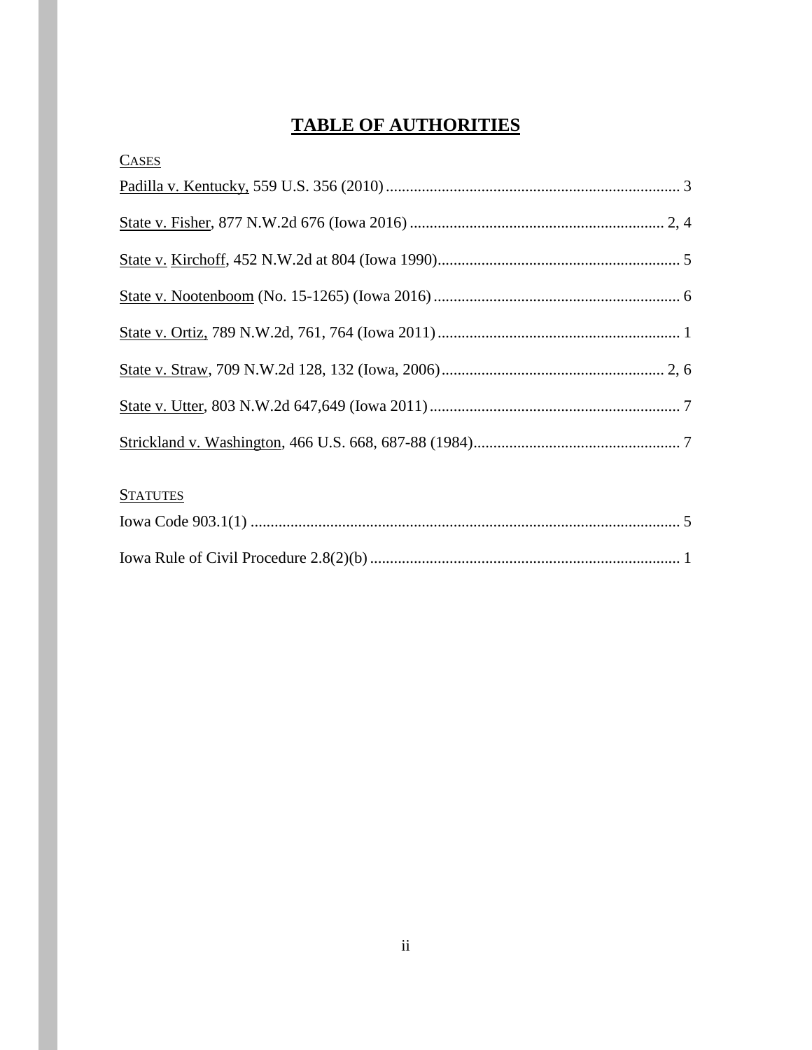# TABLE OF AUTHORITIES

CASES

Padilla v. Kentucky, 559 U.S. 356 (2010) .......................................................................... 3

State v. Fisher, 877 N.W.2d 676 (Iowa 2016) ................................................................ 2, 4

State v. Kirchoff, 452 N.W.2d at 804 (Iowa 1990) ............................................................. 5

State v. Nootenboom (No. 15-1265) (Iowa 2016) .............................................................. 6

State v. Ortiz, 789 N.W.2d, 761, 764 (Iowa 2011) ............................................................. 1

State v. Straw, 709 N.W.2d 128, 132 (Iowa, 2006) ........................................................ 2, 6

State v. Utter, 803 N.W.2d 647,649 (Iowa 2011) ............................................................... 7

Strickland v. Washington, 466 U.S. 668, 687-88 (1984) .................................................... 7

STATUTES

Iowa Code 903.1(1) ............................................................................................................ 5

Iowa Rule of Civil Procedure 2.8(2)(b) .............................................................................. 1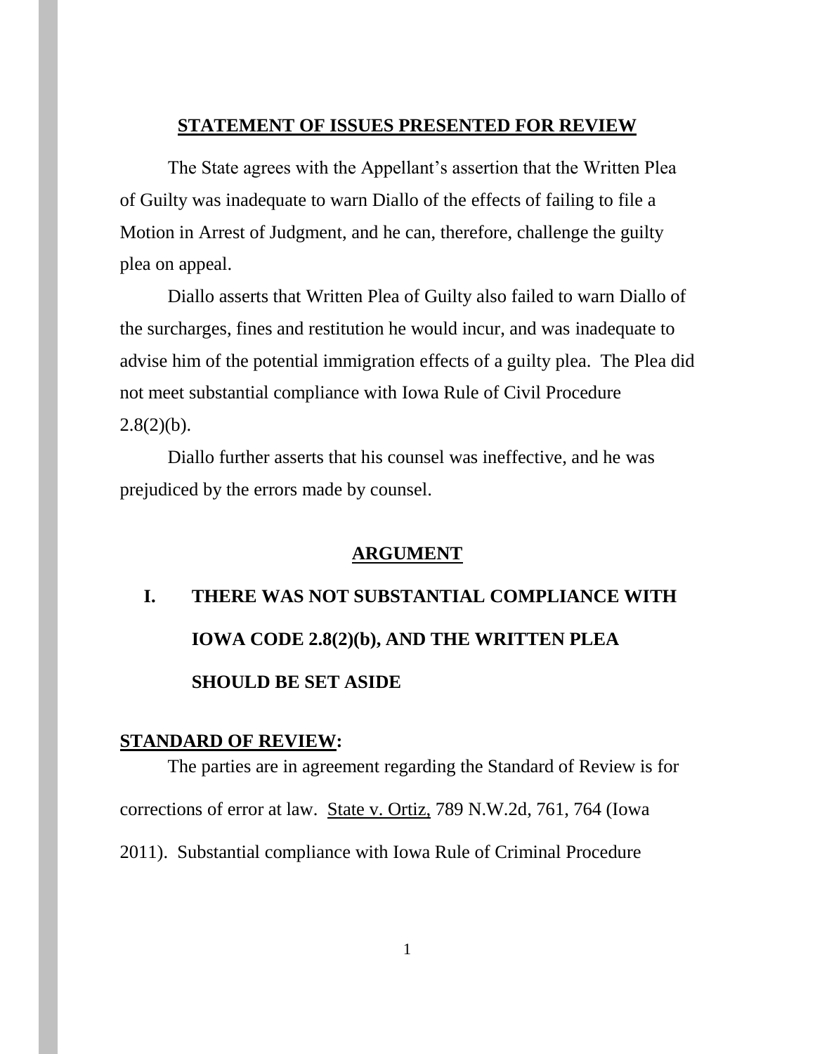## STATEMENT OF ISSUES PRESENTED FOR REVIEW

The State agrees with the Appellant's assertion that the Written Plea of Guilty was inadequate to warn Diallo of the effects of failing to file a Motion in Arrest of Judgment, and he can, therefore, challenge the guilty plea on appeal.

Diallo asserts that Written Plea of Guilty also failed to warn Diallo of the surcharges, fines and restitution he would incur, and was inadequate to advise him of the potential immigration effects of a guilty plea. The Plea did not meet substantial compliance with Iowa Rule of Civil Procedure 2.8(2)(b).

Diallo further asserts that his counsel was ineffective, and he was prejudiced by the errors made by counsel.

## ARGUMENT

### I. THERE WAS NOT SUBSTANTIAL COMPLIANCE WITH IOWA CODE 2.8(2)(b), AND THE WRITTEN PLEA SHOULD BE SET ASIDE

**STANDARD OF REVIEW:**

The parties are in agreement regarding the Standard of Review is for corrections of error at law. State v. Ortiz, 789 N.W.2d, 761, 764 (Iowa 2011). Substantial compliance with Iowa Rule of Criminal Procedure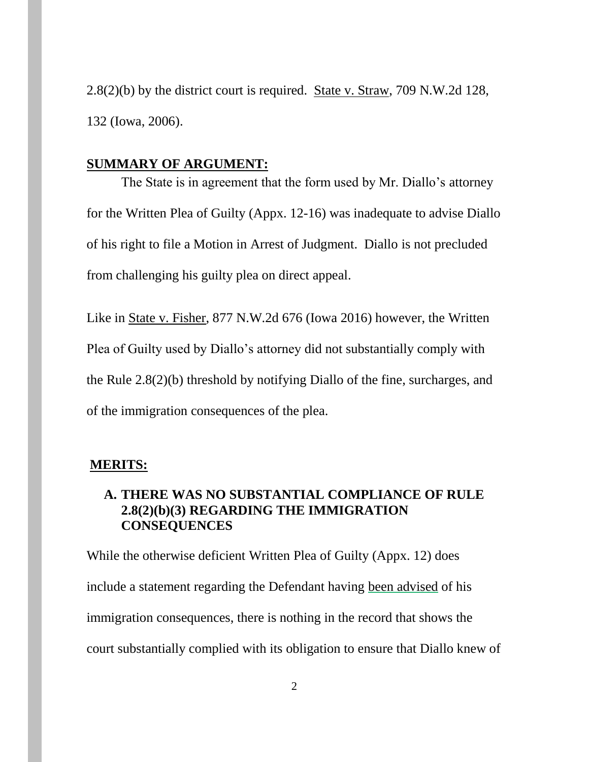2.8(2)(b) by the district court is required. State v. Straw, 709 N.W.2d 128, 132 (Iowa, 2006).

**SUMMARY OF ARGUMENT:**

The State is in agreement that the form used by Mr. Diallo's attorney for the Written Plea of Guilty (Appx. 12-16) was inadequate to advise Diallo of his right to file a Motion in Arrest of Judgment. Diallo is not precluded from challenging his guilty plea on direct appeal.

Like in State v. Fisher, 877 N.W.2d 676 (Iowa 2016) however, the Written Plea of Guilty used by Diallo's attorney did not substantially comply with the Rule 2.8(2)(b) threshold by notifying Diallo of the fine, surcharges, and of the immigration consequences of the plea.

**MERITS:**

**A. THERE WAS NO SUBSTANTIAL COMPLIANCE OF RULE 2.8(2)(b)(3) REGARDING THE IMMIGRATION CONSEQUENCES**

While the otherwise deficient Written Plea of Guilty (Appx. 12) does include a statement regarding the Defendant having been advised of his immigration consequences, there is nothing in the record that shows the court substantially complied with its obligation to ensure that Diallo knew of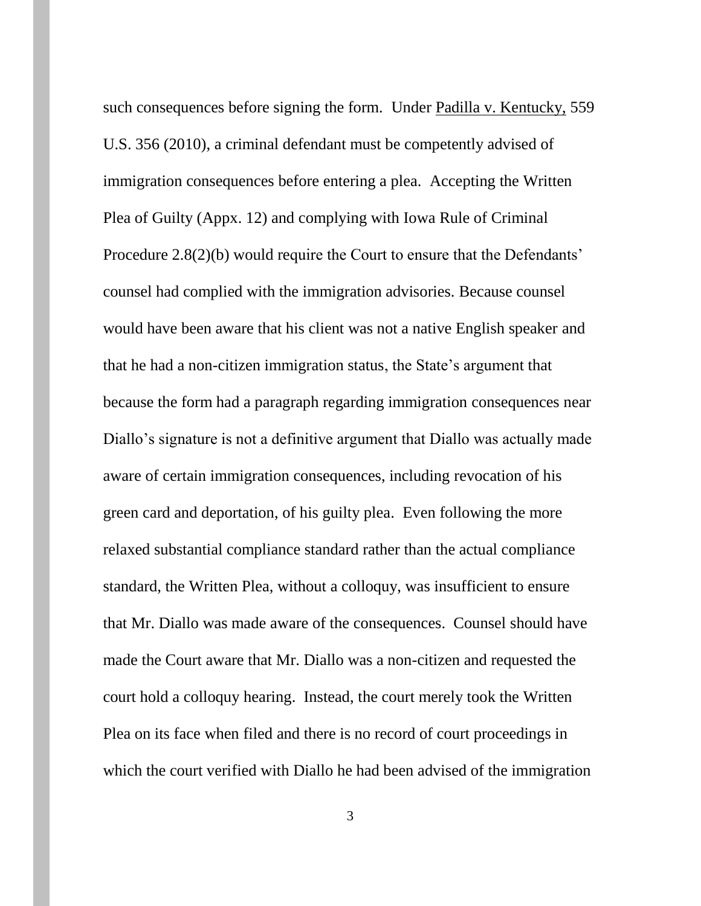such consequences before signing the form. Under Padilla v. Kentucky, 559 U.S. 356 (2010), a criminal defendant must be competently advised of immigration consequences before entering a plea. Accepting the Written Plea of Guilty (Appx. 12) and complying with Iowa Rule of Criminal Procedure 2.8(2)(b) would require the Court to ensure that the Defendants' counsel had complied with the immigration advisories. Because counsel would have been aware that his client was not a native English speaker and that he had a non-citizen immigration status, the State's argument that because the form had a paragraph regarding immigration consequences near Diallo's signature is not a definitive argument that Diallo was actually made aware of certain immigration consequences, including revocation of his green card and deportation, of his guilty plea. Even following the more relaxed substantial compliance standard rather than the actual compliance standard, the Written Plea, without a colloquy, was insufficient to ensure that Mr. Diallo was made aware of the consequences. Counsel should have made the Court aware that Mr. Diallo was a non-citizen and requested the court hold a colloquy hearing. Instead, the court merely took the Written Plea on its face when filed and there is no record of court proceedings in which the court verified with Diallo he had been advised of the immigration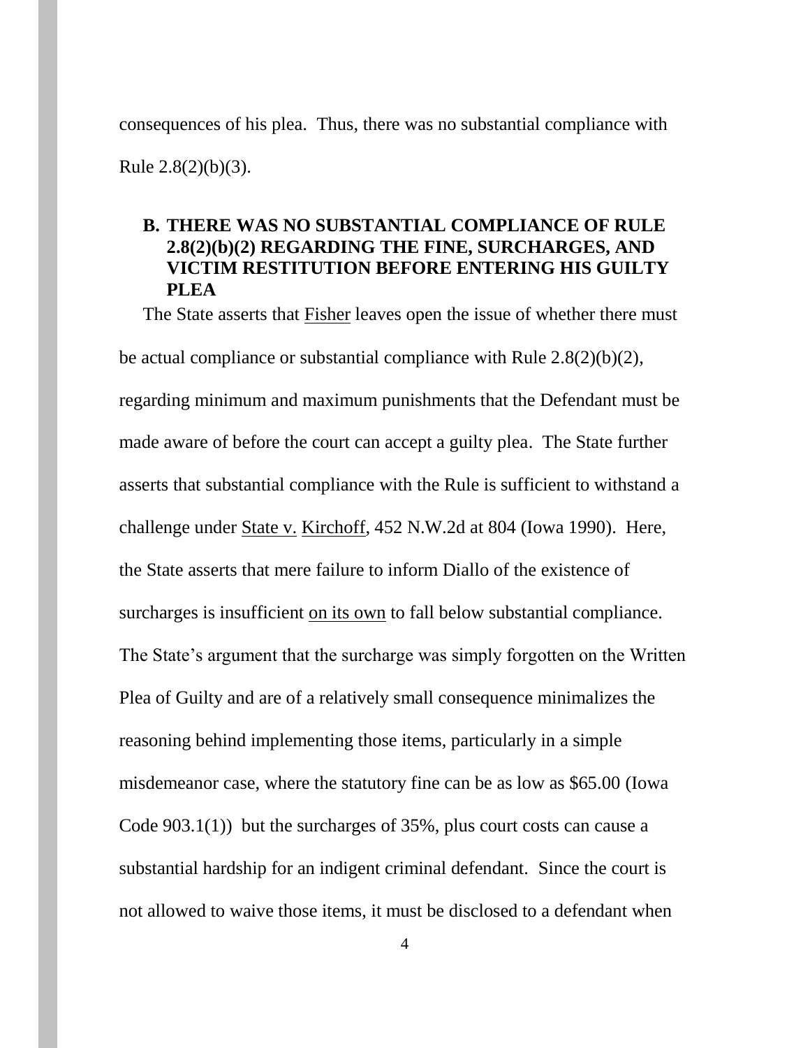consequences of his plea. Thus, there was no substantial compliance with Rule 2.8(2)(b)(3).

### B. THERE WAS NO SUBSTANTIAL COMPLIANCE OF RULE 2.8(2)(b)(2) REGARDING THE FINE, SURCHARGES, AND VICTIM RESTITUTION BEFORE ENTERING HIS GUILTY PLEA

The State asserts that Fisher leaves open the issue of whether there must be actual compliance or substantial compliance with Rule 2.8(2)(b)(2), regarding minimum and maximum punishments that the Defendant must be made aware of before the court can accept a guilty plea. The State further asserts that substantial compliance with the Rule is sufficient to withstand a challenge under State v. Kirchoff, 452 N.W.2d at 804 (Iowa 1990). Here, the State asserts that mere failure to inform Diallo of the existence of surcharges is insufficient on its own to fall below substantial compliance. The State's argument that the surcharge was simply forgotten on the Written Plea of Guilty and are of a relatively small consequence minimalizes the reasoning behind implementing those items, particularly in a simple misdemeanor case, where the statutory fine can be as low as $65.00 (Iowa Code 903.1(1)) but the surcharges of 35%, plus court costs can cause a substantial hardship for an indigent criminal defendant. Since the court is not allowed to waive those items, it must be disclosed to a defendant when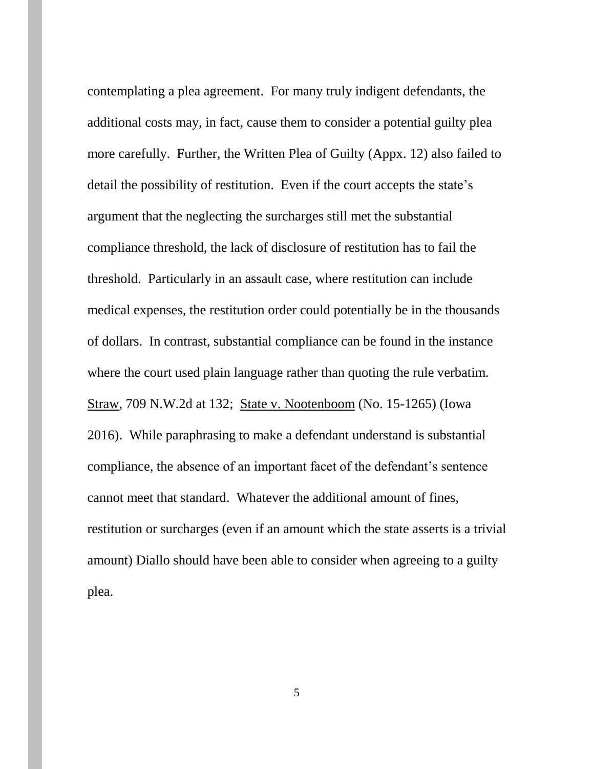contemplating a plea agreement. For many truly indigent defendants, the additional costs may, in fact, cause them to consider a potential guilty plea more carefully. Further, the Written Plea of Guilty (Appx. 12) also failed to detail the possibility of restitution. Even if the court accepts the state's argument that the neglecting the surcharges still met the substantial compliance threshold, the lack of disclosure of restitution has to fail the threshold. Particularly in an assault case, where restitution can include medical expenses, the restitution order could potentially be in the thousands of dollars. In contrast, substantial compliance can be found in the instance where the court used plain language rather than quoting the rule verbatim. Straw, 709 N.W.2d at 132; State v. Nootenboom (No. 15-1265) (Iowa 2016). While paraphrasing to make a defendant understand is substantial compliance, the absence of an important facet of the defendant's sentence cannot meet that standard. Whatever the additional amount of fines, restitution or surcharges (even if an amount which the state asserts is a trivial amount) Diallo should have been able to consider when agreeing to a guilty plea.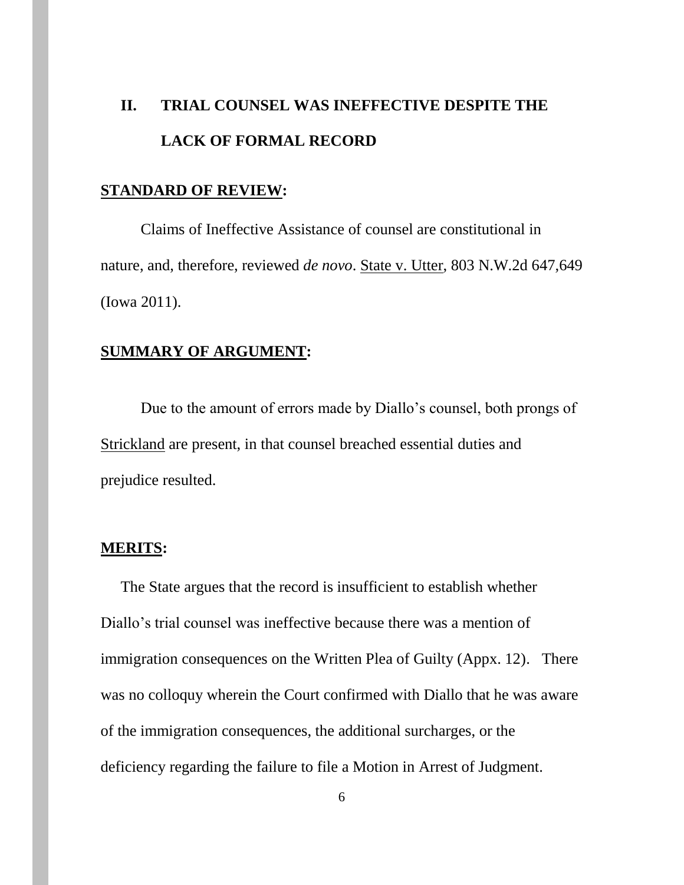## II. TRIAL COUNSEL WAS INEFFECTIVE DESPITE THE LACK OF FORMAL RECORD

**STANDARD OF REVIEW:**

Claims of Ineffective Assistance of counsel are constitutional in nature, and, therefore, reviewed *de novo*. State v. Utter, 803 N.W.2d 647,649 (Iowa 2011).

**SUMMARY OF ARGUMENT:**

Due to the amount of errors made by Diallo's counsel, both prongs of Strickland are present, in that counsel breached essential duties and prejudice resulted.

**MERITS:**

The State argues that the record is insufficient to establish whether Diallo's trial counsel was ineffective because there was a mention of immigration consequences on the Written Plea of Guilty (Appx. 12). There was no colloquy wherein the Court confirmed with Diallo that he was aware of the immigration consequences, the additional surcharges, or the deficiency regarding the failure to file a Motion in Arrest of Judgment.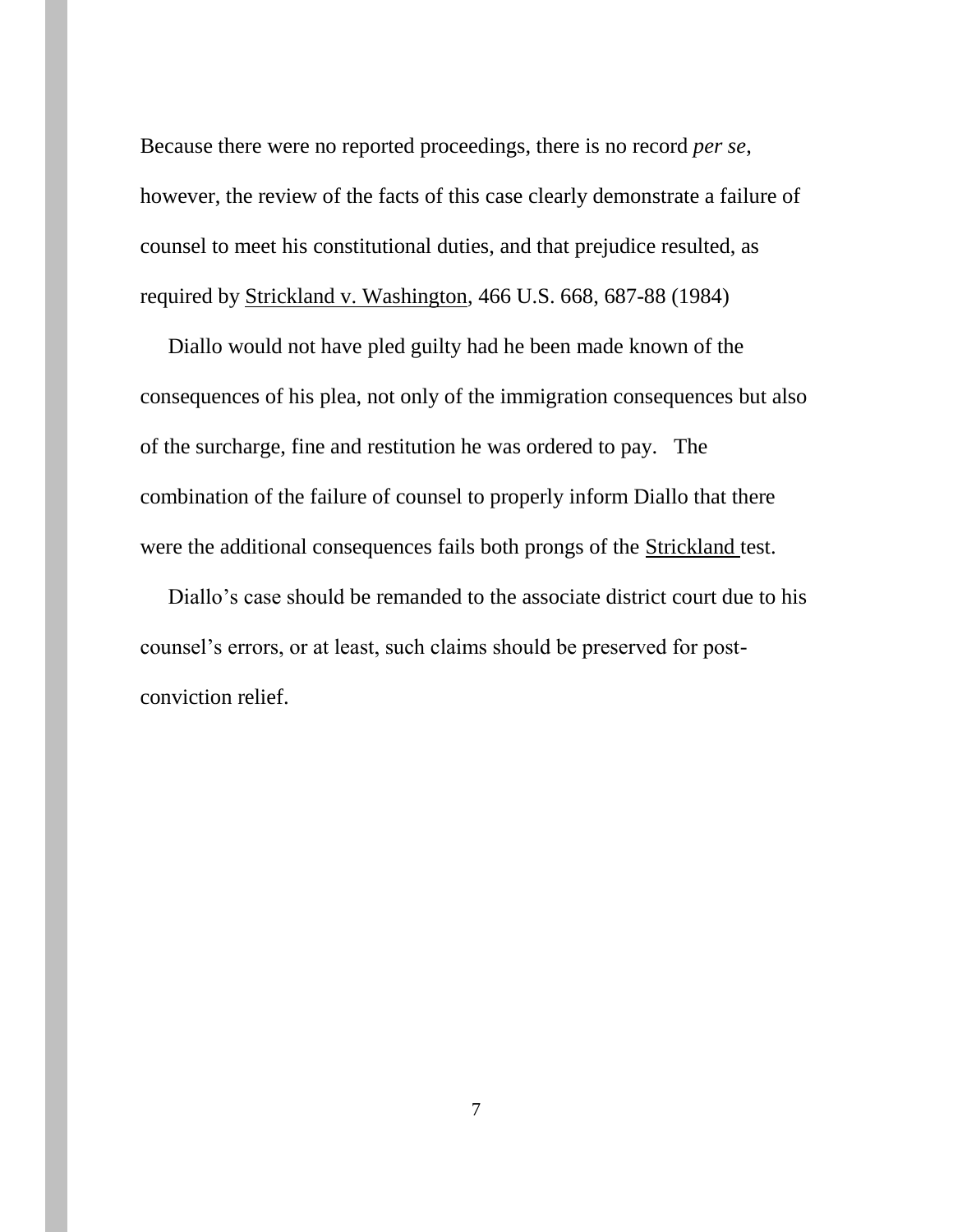Because there were no reported proceedings, there is no record *per se*, however, the review of the facts of this case clearly demonstrate a failure of counsel to meet his constitutional duties, and that prejudice resulted, as required by Strickland v. Washington, 466 U.S. 668, 687-88 (1984)

Diallo would not have pled guilty had he been made known of the consequences of his plea, not only of the immigration consequences but also of the surcharge, fine and restitution he was ordered to pay. The combination of the failure of counsel to properly inform Diallo that there were the additional consequences fails both prongs of the Strickland test.

Diallo's case should be remanded to the associate district court due to his counsel's errors, or at least, such claims should be preserved for post-conviction relief.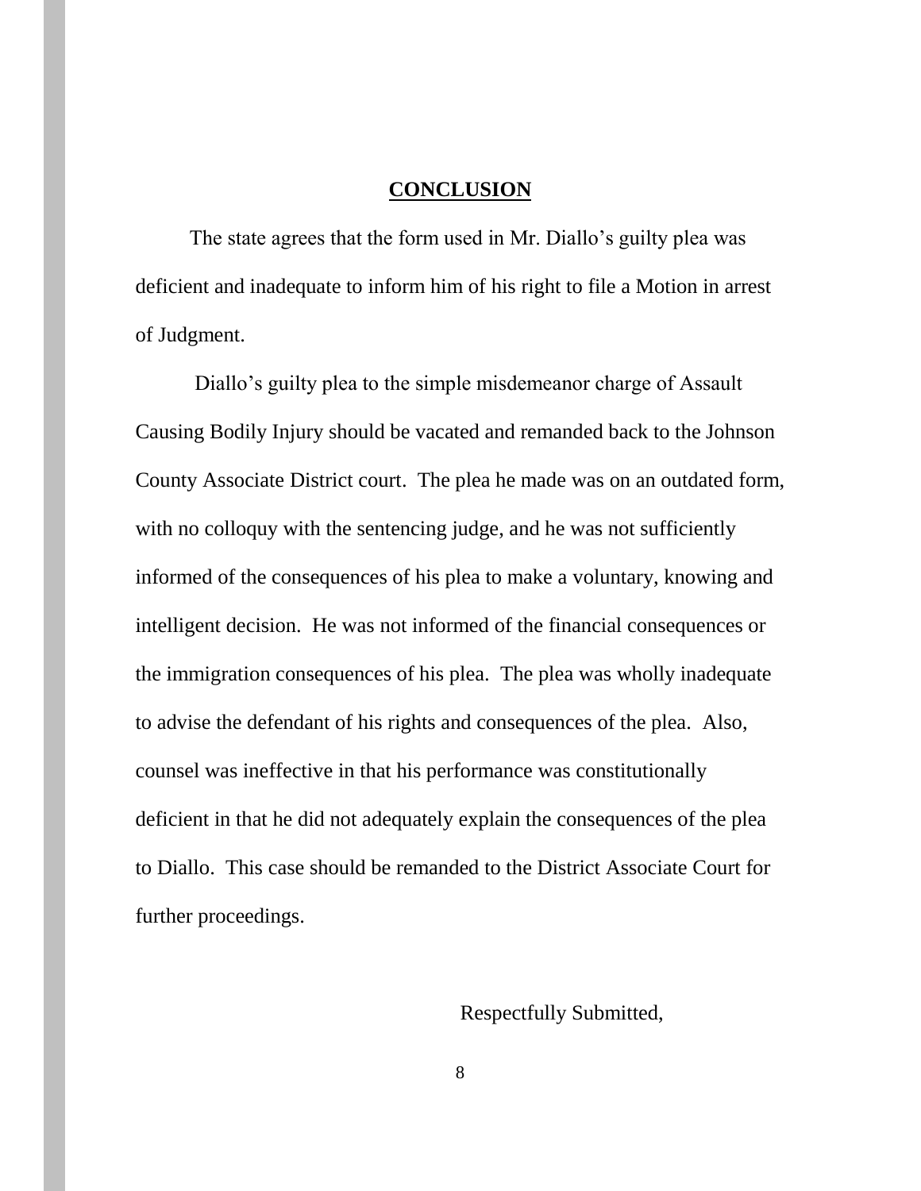## CONCLUSION

The state agrees that the form used in Mr. Diallo's guilty plea was deficient and inadequate to inform him of his right to file a Motion in arrest of Judgment.

Diallo's guilty plea to the simple misdemeanor charge of Assault Causing Bodily Injury should be vacated and remanded back to the Johnson County Associate District court. The plea he made was on an outdated form, with no colloquy with the sentencing judge, and he was not sufficiently informed of the consequences of his plea to make a voluntary, knowing and intelligent decision. He was not informed of the financial consequences or the immigration consequences of his plea. The plea was wholly inadequate to advise the defendant of his rights and consequences of the plea. Also, counsel was ineffective in that his performance was constitutionally deficient in that he did not adequately explain the consequences of the plea to Diallo. This case should be remanded to the District Associate Court for further proceedings.

Respectfully Submitted,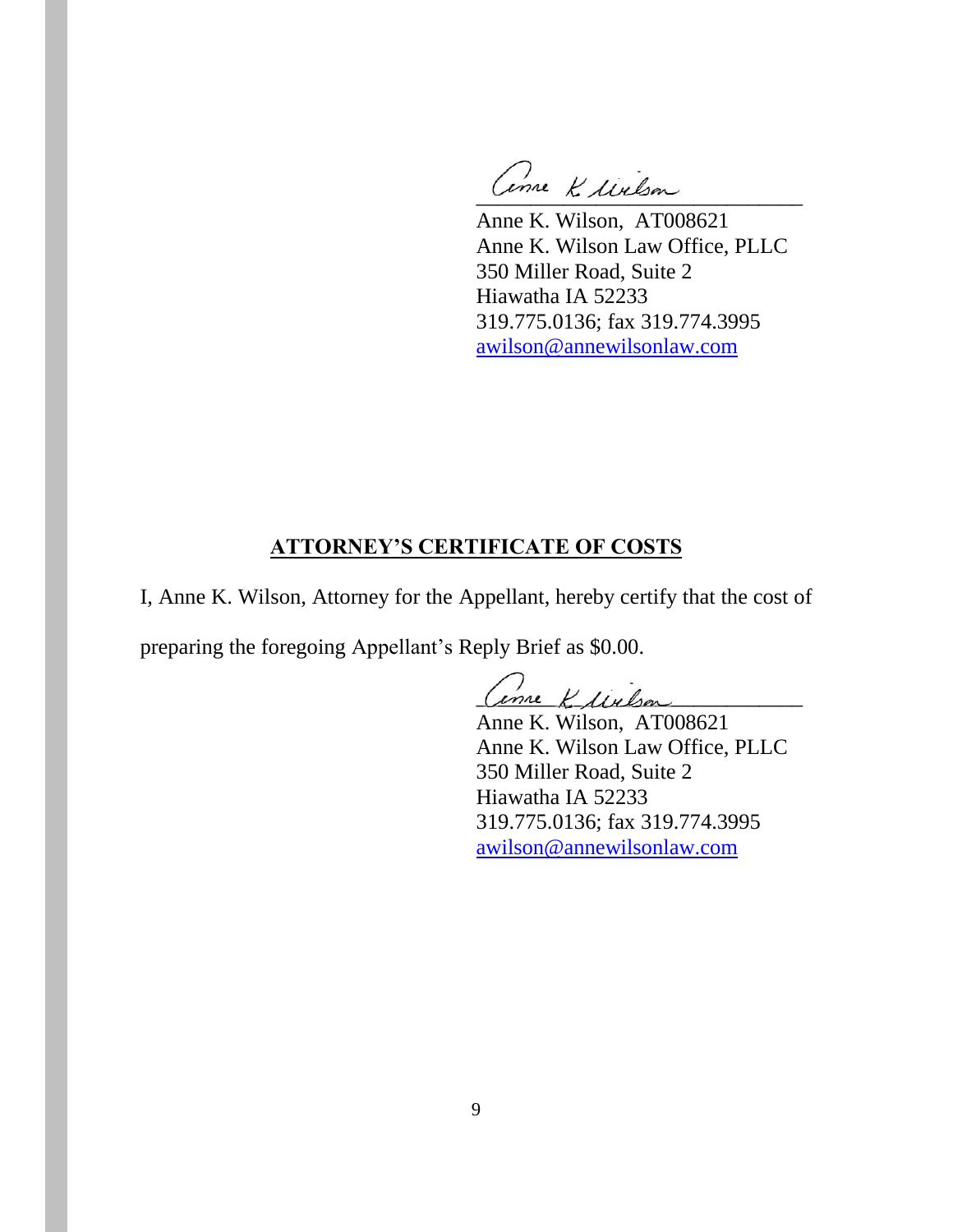/s/ Anne K. Wilson

Anne K. Wilson, AT008621
Anne K. Wilson Law Office, PLLC
350 Miller Road, Suite 2
Hiawatha IA 52233
319.775.0136; fax 319.774.3995
awilson@annewilsonlaw.com

## ATTORNEY'S CERTIFICATE OF COSTS

I, Anne K. Wilson, Attorney for the Appellant, hereby certify that the cost of preparing the foregoing Appellant's Reply Brief as $0.00.

/s/ Anne K. Wilson

Anne K. Wilson, AT008621
Anne K. Wilson Law Office, PLLC
350 Miller Road, Suite 2
Hiawatha IA 52233
319.775.0136; fax 319.774.3995
awilson@annewilsonlaw.com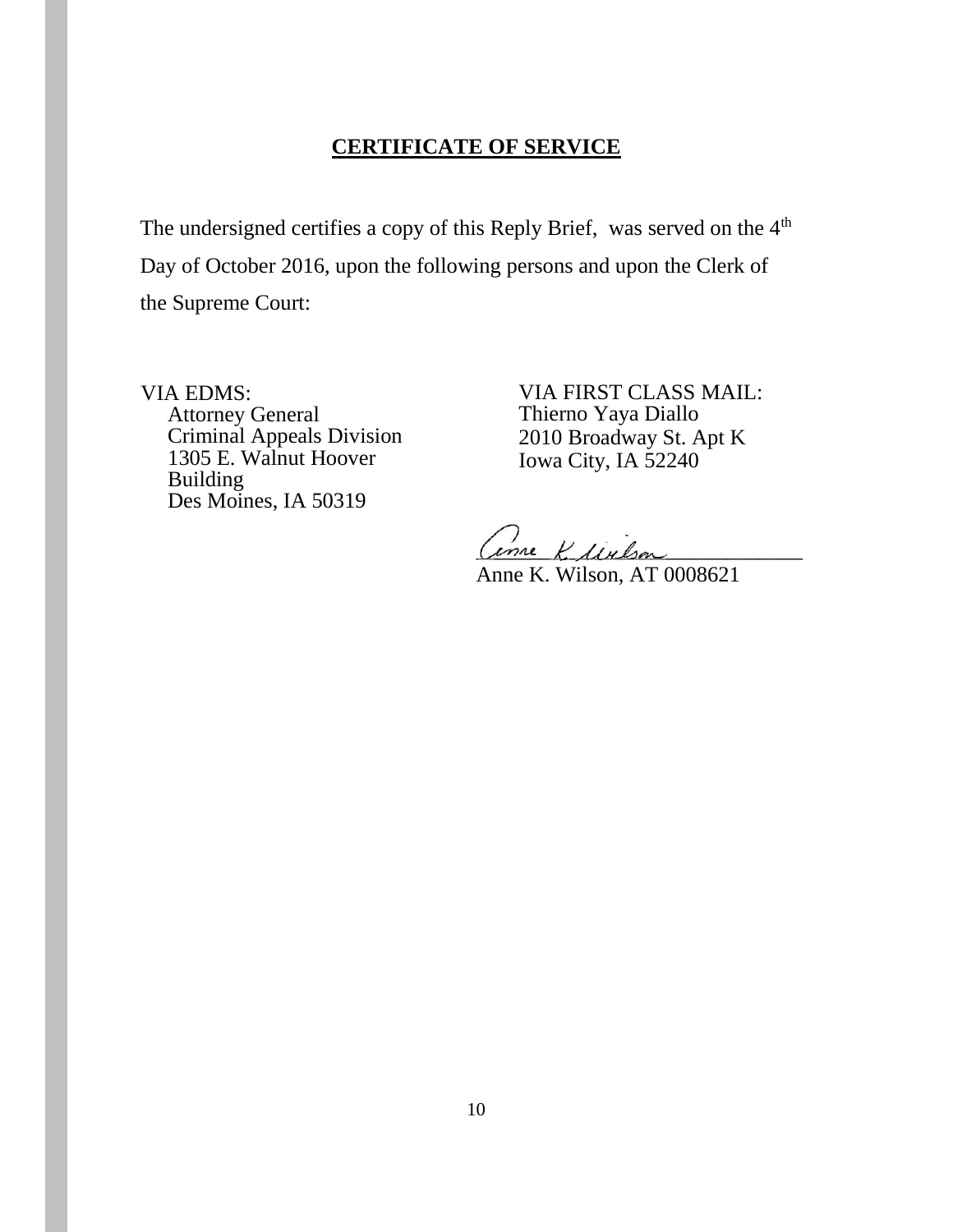## CERTIFICATE OF SERVICE

The undersigned certifies a copy of this Reply Brief, was served on the 4th Day of October 2016, upon the following persons and upon the Clerk of the Supreme Court:

VIA EDMS:
Attorney General
Criminal Appeals Division
1305 E. Walnut Hoover Building
Des Moines, IA 50319

VIA FIRST CLASS MAIL:
Thierno Yaya Diallo
2010 Broadway St. Apt K
Iowa City, IA 52240

Anne K. Wilson, AT 0008621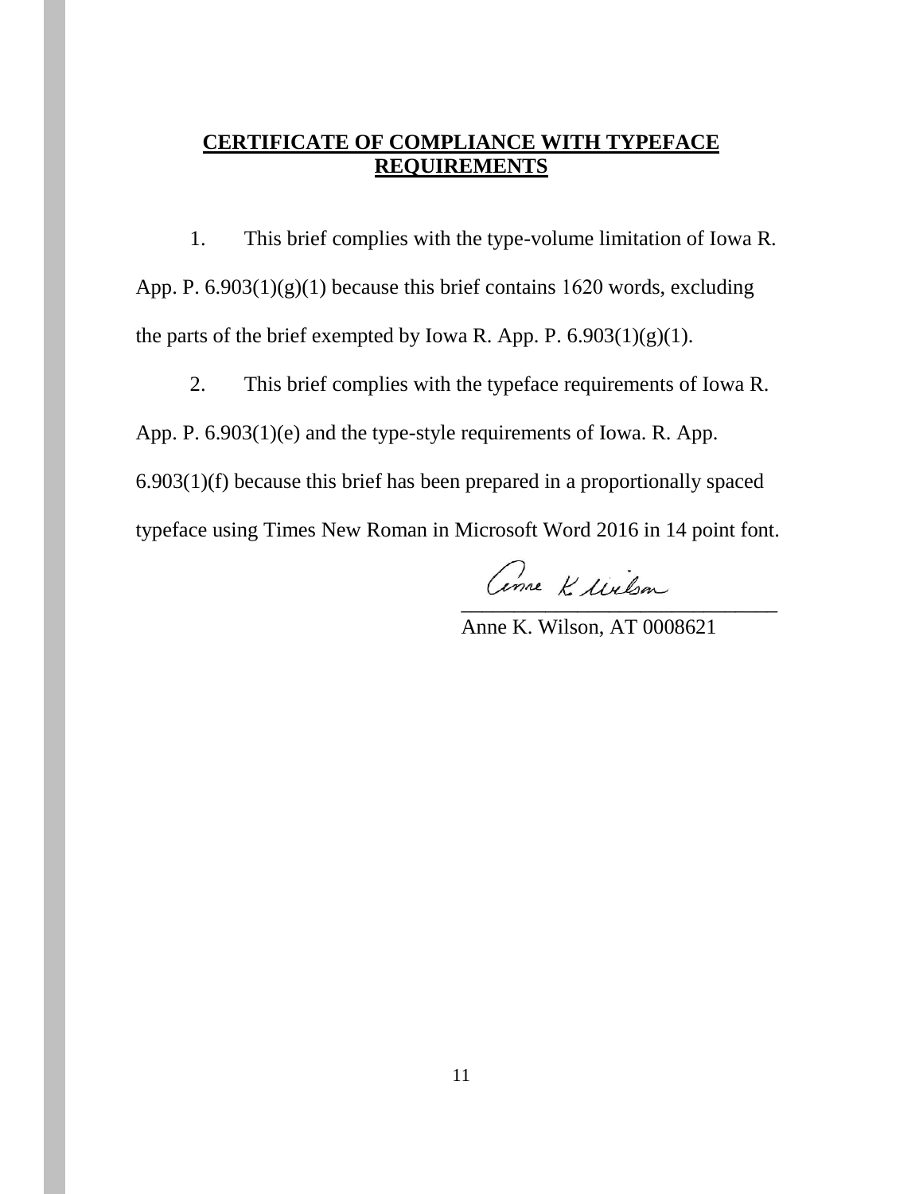## CERTIFICATE OF COMPLIANCE WITH TYPEFACE REQUIREMENTS

1. This brief complies with the type-volume limitation of Iowa R. App. P. 6.903(1)(g)(1) because this brief contains 1620 words, excluding the parts of the brief exempted by Iowa R. App. P. 6.903(1)(g)(1).

2. This brief complies with the typeface requirements of Iowa R. App. P. 6.903(1)(e) and the type-style requirements of Iowa. R. App. 6.903(1)(f) because this brief has been prepared in a proportionally spaced typeface using Times New Roman in Microsoft Word 2016 in 14 point font.

Anne K Wilson
\_\_\_\_\_\_\_\_\_\_\_\_\_\_\_\_\_\_\_\_\_\_\_\_\_\_\_\_\_\_
Anne K. Wilson, AT 0008621